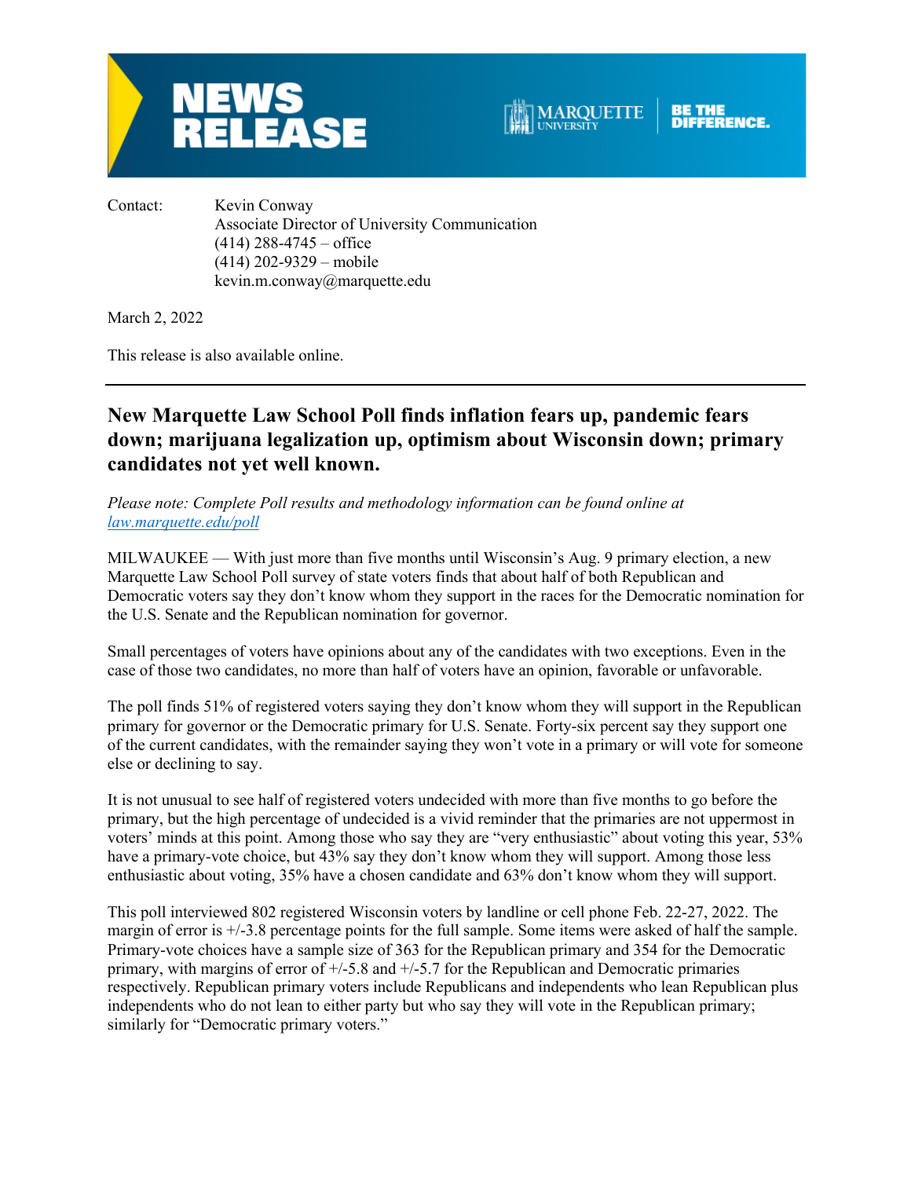# NEWS RELEASE

MARQUETTE UNIVERSITY | BE THE DIFFERENCE.

Contact: Kevin Conway
Associate Director of University Communication
(414) 288-4745 – office
(414) 202-9329 – mobile
kevin.m.conway@marquette.edu

March 2, 2022

This release is also available online.

---

## New Marquette Law School Poll finds inflation fears up, pandemic fears down; marijuana legalization up, optimism about Wisconsin down; primary candidates not yet well known.

*Please note: Complete Poll results and methodology information can be found online at [law.marquette.edu/poll](law.marquette.edu/poll)*

MILWAUKEE — With just more than five months until Wisconsin's Aug. 9 primary election, a new Marquette Law School Poll survey of state voters finds that about half of both Republican and Democratic voters say they don't know whom they support in the races for the Democratic nomination for the U.S. Senate and the Republican nomination for governor.

Small percentages of voters have opinions about any of the candidates with two exceptions. Even in the case of those two candidates, no more than half of voters have an opinion, favorable or unfavorable.

The poll finds 51% of registered voters saying they don't know whom they will support in the Republican primary for governor or the Democratic primary for U.S. Senate. Forty-six percent say they support one of the current candidates, with the remainder saying they won't vote in a primary or will vote for someone else or declining to say.

It is not unusual to see half of registered voters undecided with more than five months to go before the primary, but the high percentage of undecided is a vivid reminder that the primaries are not uppermost in voters' minds at this point. Among those who say they are "very enthusiastic" about voting this year, 53% have a primary-vote choice, but 43% say they don't know whom they will support. Among those less enthusiastic about voting, 35% have a chosen candidate and 63% don't know whom they will support.

This poll interviewed 802 registered Wisconsin voters by landline or cell phone Feb. 22-27, 2022. The margin of error is +/-3.8 percentage points for the full sample. Some items were asked of half the sample. Primary-vote choices have a sample size of 363 for the Republican primary and 354 for the Democratic primary, with margins of error of +/-5.8 and +/-5.7 for the Republican and Democratic primaries respectively. Republican primary voters include Republicans and independents who lean Republican plus independents who do not lean to either party but who say they will vote in the Republican primary; similarly for "Democratic primary voters."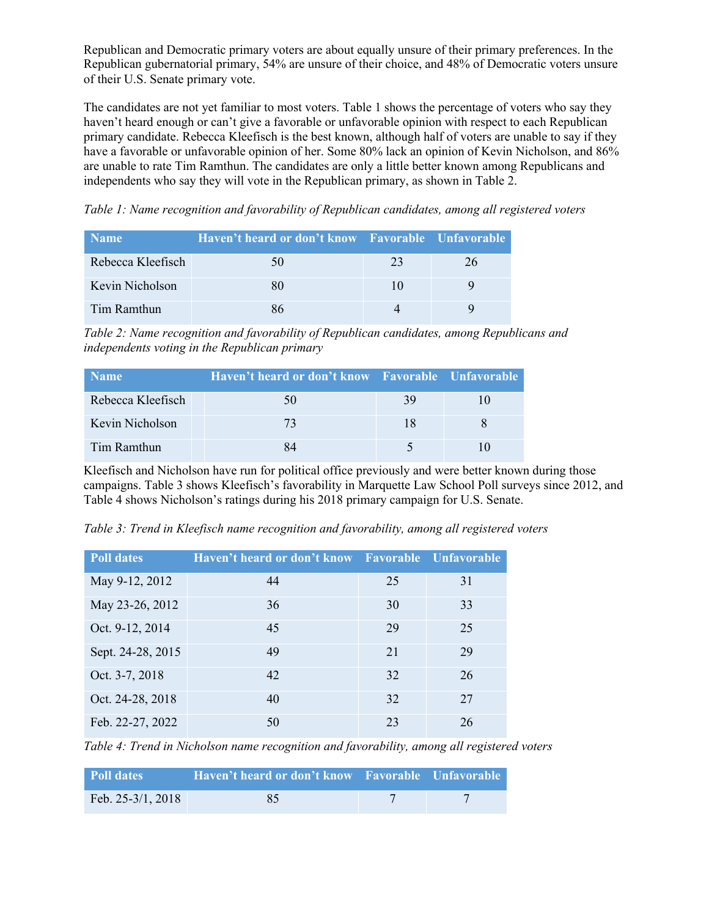Republican and Democratic primary voters are about equally unsure of their primary preferences. In the Republican gubernatorial primary, 54% are unsure of their choice, and 48% of Democratic voters unsure of their U.S. Senate primary vote.

The candidates are not yet familiar to most voters. Table 1 shows the percentage of voters who say they haven't heard enough or can't give a favorable or unfavorable opinion with respect to each Republican primary candidate. Rebecca Kleefisch is the best known, although half of voters are unable to say if they have a favorable or unfavorable opinion of her. Some 80% lack an opinion of Kevin Nicholson, and 86% are unable to rate Tim Ramthun. The candidates are only a little better known among Republicans and independents who say they will vote in the Republican primary, as shown in Table 2.

*Table 1: Name recognition and favorability of Republican candidates, among all registered voters*

| Name | Haven't heard or don't know | Favorable | Unfavorable |
|---|---|---|---|
| Rebecca Kleefisch | 50 | 23 | 26 |
| Kevin Nicholson | 80 | 10 | 9 |
| Tim Ramthun | 86 | 4 | 9 |

*Table 2: Name recognition and favorability of Republican candidates, among Republicans and independents voting in the Republican primary*

| Name | Haven't heard or don't know | Favorable | Unfavorable |
|---|---|---|---|
| Rebecca Kleefisch | 50 | 39 | 10 |
| Kevin Nicholson | 73 | 18 | 8 |
| Tim Ramthun | 84 | 5 | 10 |

Kleefisch and Nicholson have run for political office previously and were better known during those campaigns. Table 3 shows Kleefisch's favorability in Marquette Law School Poll surveys since 2012, and Table 4 shows Nicholson's ratings during his 2018 primary campaign for U.S. Senate.

*Table 3: Trend in Kleefisch name recognition and favorability, among all registered voters*

| Poll dates | Haven't heard or don't know | Favorable | Unfavorable |
|---|---|---|---|
| May 9-12, 2012 | 44 | 25 | 31 |
| May 23-26, 2012 | 36 | 30 | 33 |
| Oct. 9-12, 2014 | 45 | 29 | 25 |
| Sept. 24-28, 2015 | 49 | 21 | 29 |
| Oct. 3-7, 2018 | 42 | 32 | 26 |
| Oct. 24-28, 2018 | 40 | 32 | 27 |
| Feb. 22-27, 2022 | 50 | 23 | 26 |

*Table 4: Trend in Nicholson name recognition and favorability, among all registered voters*

| Poll dates | Haven't heard or don't know | Favorable | Unfavorable |
|---|---|---|---|
| Feb. 25-3/1, 2018 | 85 | 7 | 7 |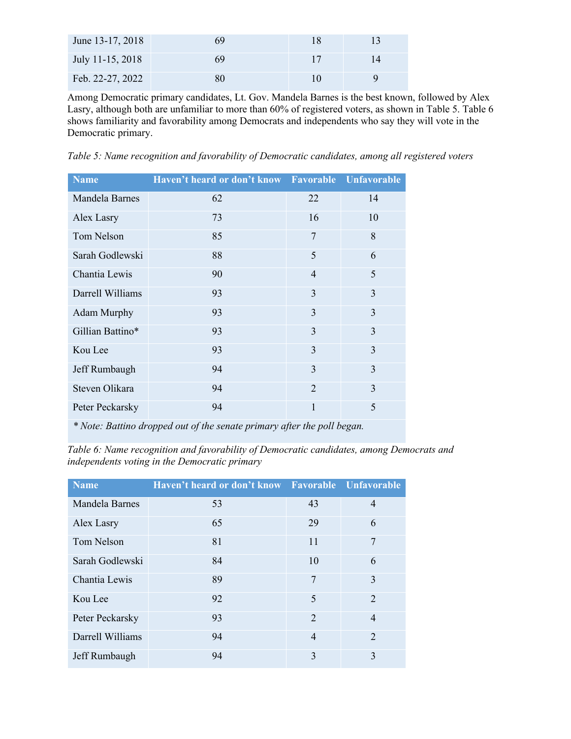| | | | |
|---|---|---|---|
| June 13-17, 2018 | 69 | 18 | 13 |
| July 11-15, 2018 | 69 | 17 | 14 |
| Feb. 22-27, 2022 | 80 | 10 | 9 |

Among Democratic primary candidates, Lt. Gov. Mandela Barnes is the best known, followed by Alex Lasry, although both are unfamiliar to more than 60% of registered voters, as shown in Table 5. Table 6 shows familiarity and favorability among Democrats and independents who say they will vote in the Democratic primary.

*Table 5: Name recognition and favorability of Democratic candidates, among all registered voters*

| Name | Haven't heard or don't know | Favorable | Unfavorable |
|---|---|---|---|
| Mandela Barnes | 62 | 22 | 14 |
| Alex Lasry | 73 | 16 | 10 |
| Tom Nelson | 85 | 7 | 8 |
| Sarah Godlewski | 88 | 5 | 6 |
| Chantia Lewis | 90 | 4 | 5 |
| Darrell Williams | 93 | 3 | 3 |
| Adam Murphy | 93 | 3 | 3 |
| Gillian Battino* | 93 | 3 | 3 |
| Kou Lee | 93 | 3 | 3 |
| Jeff Rumbaugh | 94 | 3 | 3 |
| Steven Olikara | 94 | 2 | 3 |
| Peter Peckarsky | 94 | 1 | 5 |

*\* Note: Battino dropped out of the senate primary after the poll began.*

*Table 6: Name recognition and favorability of Democratic candidates, among Democrats and independents voting in the Democratic primary*

| Name | Haven't heard or don't know | Favorable | Unfavorable |
|---|---|---|---|
| Mandela Barnes | 53 | 43 | 4 |
| Alex Lasry | 65 | 29 | 6 |
| Tom Nelson | 81 | 11 | 7 |
| Sarah Godlewski | 84 | 10 | 6 |
| Chantia Lewis | 89 | 7 | 3 |
| Kou Lee | 92 | 5 | 2 |
| Peter Peckarsky | 93 | 2 | 4 |
| Darrell Williams | 94 | 4 | 2 |
| Jeff Rumbaugh | 94 | 3 | 3 |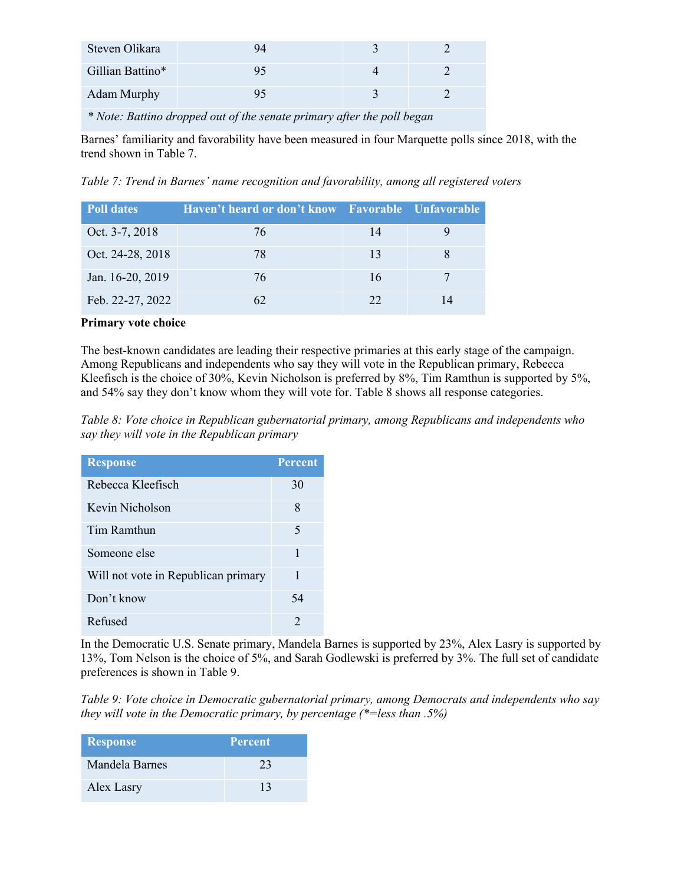| | | | |
|---|---|---|---|
| Steven Olikara | 94 | 3 | 2 |
| Gillian Battino* | 95 | 4 | 2 |
| Adam Murphy | 95 | 3 | 2 |
| * Note: Battino dropped out of the senate primary after the poll began | | | |

Barnes' familiarity and favorability have been measured in four Marquette polls since 2018, with the trend shown in Table 7.

*Table 7: Trend in Barnes' name recognition and favorability, among all registered voters*

| Poll dates | Haven't heard or don't know | Favorable | Unfavorable |
|---|---|---|---|
| Oct. 3-7, 2018 | 76 | 14 | 9 |
| Oct. 24-28, 2018 | 78 | 13 | 8 |
| Jan. 16-20, 2019 | 76 | 16 | 7 |
| Feb. 22-27, 2022 | 62 | 22 | 14 |

**Primary vote choice**

The best-known candidates are leading their respective primaries at this early stage of the campaign. Among Republicans and independents who say they will vote in the Republican primary, Rebecca Kleefisch is the choice of 30%, Kevin Nicholson is preferred by 8%, Tim Ramthun is supported by 5%, and 54% say they don't know whom they will vote for. Table 8 shows all response categories.

*Table 8: Vote choice in Republican gubernatorial primary, among Republicans and independents who say they will vote in the Republican primary*

| Response | Percent |
|---|---|
| Rebecca Kleefisch | 30 |
| Kevin Nicholson | 8 |
| Tim Ramthun | 5 |
| Someone else | 1 |
| Will not vote in Republican primary | 1 |
| Don't know | 54 |
| Refused | 2 |

In the Democratic U.S. Senate primary, Mandela Barnes is supported by 23%, Alex Lasry is supported by 13%, Tom Nelson is the choice of 5%, and Sarah Godlewski is preferred by 3%. The full set of candidate preferences is shown in Table 9.

*Table 9: Vote choice in Democratic gubernatorial primary, among Democrats and independents who say they will vote in the Democratic primary, by percentage (*=less than .5%)*

| Response | Percent |
|---|---|
| Mandela Barnes | 23 |
| Alex Lasry | 13 |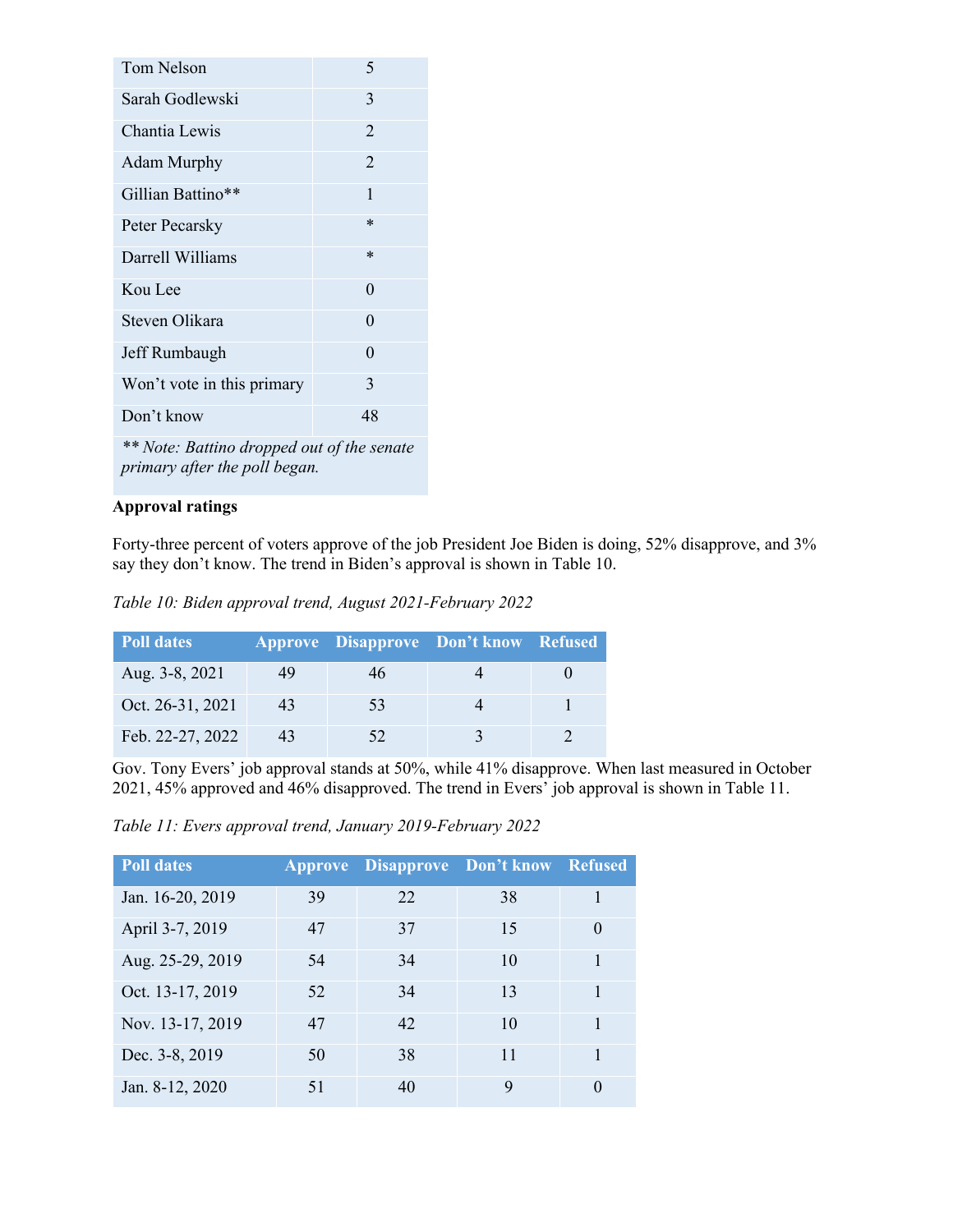| | |
|---|---|
| Tom Nelson | 5 |
| Sarah Godlewski | 3 |
| Chantia Lewis | 2 |
| Adam Murphy | 2 |
| Gillian Battino** | 1 |
| Peter Pecarsky | * |
| Darrell Williams | * |
| Kou Lee | 0 |
| Steven Olikara | 0 |
| Jeff Rumbaugh | 0 |
| Won't vote in this primary | 3 |
| Don't know | 48 |

*** Note: Battino dropped out of the senate primary after the poll began.*

**Approval ratings**

Forty-three percent of voters approve of the job President Joe Biden is doing, 52% disapprove, and 3% say they don't know. The trend in Biden's approval is shown in Table 10.

*Table 10: Biden approval trend, August 2021-February 2022*

| Poll dates | Approve | Disapprove | Don't know | Refused |
|---|---|---|---|---|
| Aug. 3-8, 2021 | 49 | 46 | 4 | 0 |
| Oct. 26-31, 2021 | 43 | 53 | 4 | 1 |
| Feb. 22-27, 2022 | 43 | 52 | 3 | 2 |

Gov. Tony Evers' job approval stands at 50%, while 41% disapprove. When last measured in October 2021, 45% approved and 46% disapproved. The trend in Evers' job approval is shown in Table 11.

*Table 11: Evers approval trend, January 2019-February 2022*

| Poll dates | Approve | Disapprove | Don't know | Refused |
|---|---|---|---|---|
| Jan. 16-20, 2019 | 39 | 22 | 38 | 1 |
| April 3-7, 2019 | 47 | 37 | 15 | 0 |
| Aug. 25-29, 2019 | 54 | 34 | 10 | 1 |
| Oct. 13-17, 2019 | 52 | 34 | 13 | 1 |
| Nov. 13-17, 2019 | 47 | 42 | 10 | 1 |
| Dec. 3-8, 2019 | 50 | 38 | 11 | 1 |
| Jan. 8-12, 2020 | 51 | 40 | 9 | 0 |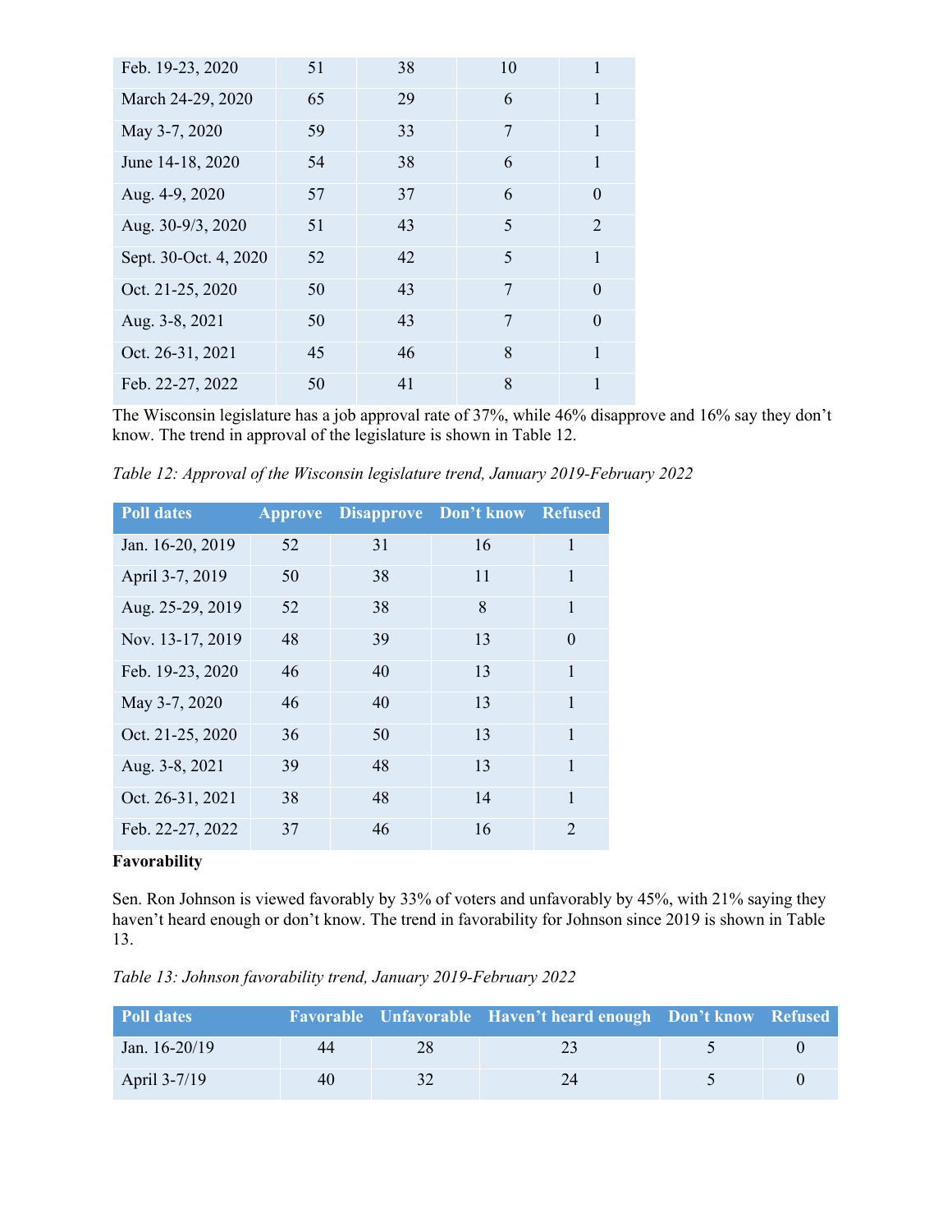| | | | | |
|---|---|---|---|---|
| Feb. 19-23, 2020 | 51 | 38 | 10 | 1 |
| March 24-29, 2020 | 65 | 29 | 6 | 1 |
| May 3-7, 2020 | 59 | 33 | 7 | 1 |
| June 14-18, 2020 | 54 | 38 | 6 | 1 |
| Aug. 4-9, 2020 | 57 | 37 | 6 | 0 |
| Aug. 30-9/3, 2020 | 51 | 43 | 5 | 2 |
| Sept. 30-Oct. 4, 2020 | 52 | 42 | 5 | 1 |
| Oct. 21-25, 2020 | 50 | 43 | 7 | 0 |
| Aug. 3-8, 2021 | 50 | 43 | 7 | 0 |
| Oct. 26-31, 2021 | 45 | 46 | 8 | 1 |
| Feb. 22-27, 2022 | 50 | 41 | 8 | 1 |

The Wisconsin legislature has a job approval rate of 37%, while 46% disapprove and 16% say they don't know. The trend in approval of the legislature is shown in Table 12.

*Table 12: Approval of the Wisconsin legislature trend, January 2019-February 2022*

| Poll dates | Approve | Disapprove | Don't know | Refused |
|---|---|---|---|---|
| Jan. 16-20, 2019 | 52 | 31 | 16 | 1 |
| April 3-7, 2019 | 50 | 38 | 11 | 1 |
| Aug. 25-29, 2019 | 52 | 38 | 8 | 1 |
| Nov. 13-17, 2019 | 48 | 39 | 13 | 0 |
| Feb. 19-23, 2020 | 46 | 40 | 13 | 1 |
| May 3-7, 2020 | 46 | 40 | 13 | 1 |
| Oct. 21-25, 2020 | 36 | 50 | 13 | 1 |
| Aug. 3-8, 2021 | 39 | 48 | 13 | 1 |
| Oct. 26-31, 2021 | 38 | 48 | 14 | 1 |
| Feb. 22-27, 2022 | 37 | 46 | 16 | 2 |

**Favorability**

Sen. Ron Johnson is viewed favorably by 33% of voters and unfavorably by 45%, with 21% saying they haven't heard enough or don't know. The trend in favorability for Johnson since 2019 is shown in Table 13.

*Table 13: Johnson favorability trend, January 2019-February 2022*

| Poll dates | Favorable | Unfavorable | Haven't heard enough | Don't know | Refused |
|---|---|---|---|---|---|
| Jan. 16-20/19 | 44 | 28 | 23 | 5 | 0 |
| April 3-7/19 | 40 | 32 | 24 | 5 | 0 |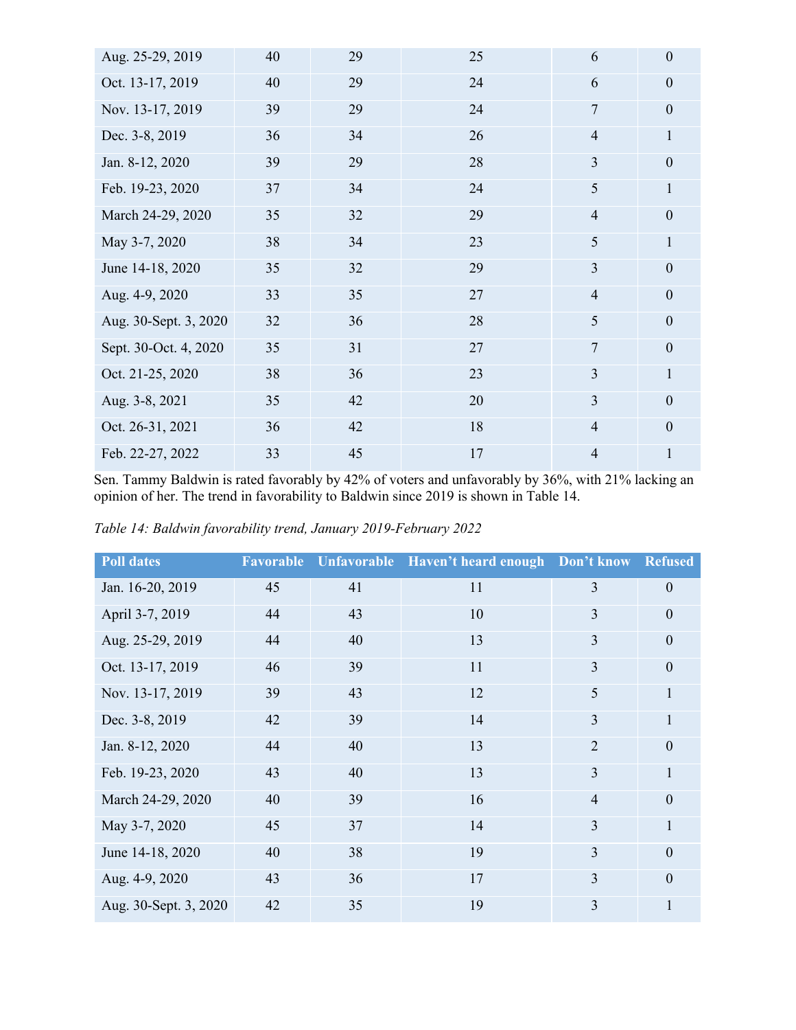| | | | | | |
|---|---|---|---|---|---|
| Aug. 25-29, 2019 | 40 | 29 | 25 | 6 | 0 |
| Oct. 13-17, 2019 | 40 | 29 | 24 | 6 | 0 |
| Nov. 13-17, 2019 | 39 | 29 | 24 | 7 | 0 |
| Dec. 3-8, 2019 | 36 | 34 | 26 | 4 | 1 |
| Jan. 8-12, 2020 | 39 | 29 | 28 | 3 | 0 |
| Feb. 19-23, 2020 | 37 | 34 | 24 | 5 | 1 |
| March 24-29, 2020 | 35 | 32 | 29 | 4 | 0 |
| May 3-7, 2020 | 38 | 34 | 23 | 5 | 1 |
| June 14-18, 2020 | 35 | 32 | 29 | 3 | 0 |
| Aug. 4-9, 2020 | 33 | 35 | 27 | 4 | 0 |
| Aug. 30-Sept. 3, 2020 | 32 | 36 | 28 | 5 | 0 |
| Sept. 30-Oct. 4, 2020 | 35 | 31 | 27 | 7 | 0 |
| Oct. 21-25, 2020 | 38 | 36 | 23 | 3 | 1 |
| Aug. 3-8, 2021 | 35 | 42 | 20 | 3 | 0 |
| Oct. 26-31, 2021 | 36 | 42 | 18 | 4 | 0 |
| Feb. 22-27, 2022 | 33 | 45 | 17 | 4 | 1 |

Sen. Tammy Baldwin is rated favorably by 42% of voters and unfavorably by 36%, with 21% lacking an opinion of her. The trend in favorability to Baldwin since 2019 is shown in Table 14.

*Table 14: Baldwin favorability trend, January 2019-February 2022*

| Poll dates | Favorable | Unfavorable | Haven't heard enough | Don't know | Refused |
|---|---|---|---|---|---|
| Jan. 16-20, 2019 | 45 | 41 | 11 | 3 | 0 |
| April 3-7, 2019 | 44 | 43 | 10 | 3 | 0 |
| Aug. 25-29, 2019 | 44 | 40 | 13 | 3 | 0 |
| Oct. 13-17, 2019 | 46 | 39 | 11 | 3 | 0 |
| Nov. 13-17, 2019 | 39 | 43 | 12 | 5 | 1 |
| Dec. 3-8, 2019 | 42 | 39 | 14 | 3 | 1 |
| Jan. 8-12, 2020 | 44 | 40 | 13 | 2 | 0 |
| Feb. 19-23, 2020 | 43 | 40 | 13 | 3 | 1 |
| March 24-29, 2020 | 40 | 39 | 16 | 4 | 0 |
| May 3-7, 2020 | 45 | 37 | 14 | 3 | 1 |
| June 14-18, 2020 | 40 | 38 | 19 | 3 | 0 |
| Aug. 4-9, 2020 | 43 | 36 | 17 | 3 | 0 |
| Aug. 30-Sept. 3, 2020 | 42 | 35 | 19 | 3 | 1 |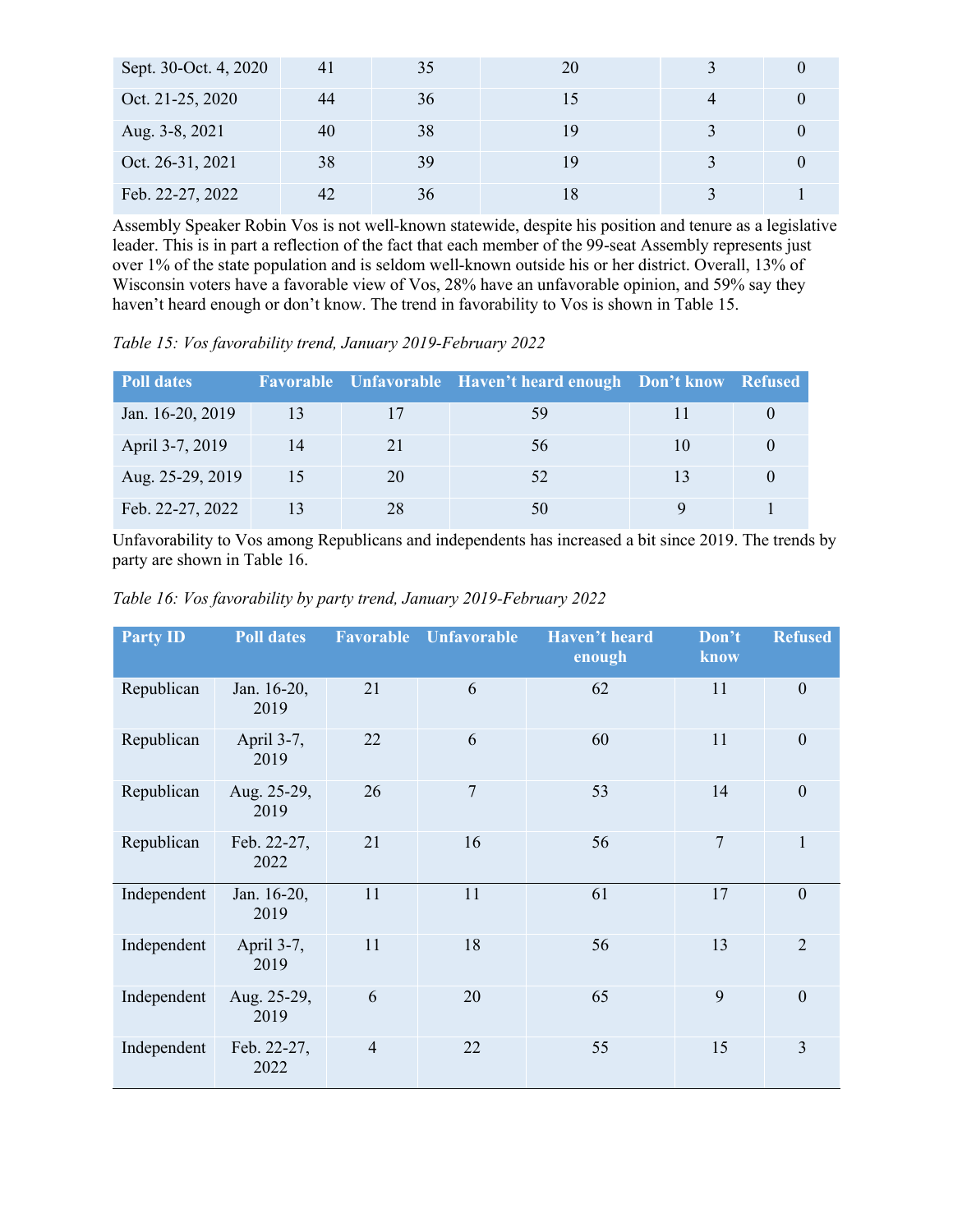| | | | | | |
|---|---|---|---|---|---|
| Sept. 30-Oct. 4, 2020 | 41 | 35 | 20 | 3 | 0 |
| Oct. 21-25, 2020 | 44 | 36 | 15 | 4 | 0 |
| Aug. 3-8, 2021 | 40 | 38 | 19 | 3 | 0 |
| Oct. 26-31, 2021 | 38 | 39 | 19 | 3 | 0 |
| Feb. 22-27, 2022 | 42 | 36 | 18 | 3 | 1 |

Assembly Speaker Robin Vos is not well-known statewide, despite his position and tenure as a legislative leader. This is in part a reflection of the fact that each member of the 99-seat Assembly represents just over 1% of the state population and is seldom well-known outside his or her district. Overall, 13% of Wisconsin voters have a favorable view of Vos, 28% have an unfavorable opinion, and 59% say they haven't heard enough or don't know. The trend in favorability to Vos is shown in Table 15.

*Table 15: Vos favorability trend, January 2019-February 2022*

| Poll dates | Favorable | Unfavorable | Haven't heard enough | Don't know | Refused |
|---|---|---|---|---|---|
| Jan. 16-20, 2019 | 13 | 17 | 59 | 11 | 0 |
| April 3-7, 2019 | 14 | 21 | 56 | 10 | 0 |
| Aug. 25-29, 2019 | 15 | 20 | 52 | 13 | 0 |
| Feb. 22-27, 2022 | 13 | 28 | 50 | 9 | 1 |

Unfavorability to Vos among Republicans and independents has increased a bit since 2019. The trends by party are shown in Table 16.

*Table 16: Vos favorability by party trend, January 2019-February 2022*

| Party ID | Poll dates | Favorable | Unfavorable | Haven't heard enough | Don't know | Refused |
|---|---|---|---|---|---|---|
| Republican | Jan. 16-20, 2019 | 21 | 6 | 62 | 11 | 0 |
| Republican | April 3-7, 2019 | 22 | 6 | 60 | 11 | 0 |
| Republican | Aug. 25-29, 2019 | 26 | 7 | 53 | 14 | 0 |
| Republican | Feb. 22-27, 2022 | 21 | 16 | 56 | 7 | 1 |
| Independent | Jan. 16-20, 2019 | 11 | 11 | 61 | 17 | 0 |
| Independent | April 3-7, 2019 | 11 | 18 | 56 | 13 | 2 |
| Independent | Aug. 25-29, 2019 | 6 | 20 | 65 | 9 | 0 |
| Independent | Feb. 22-27, 2022 | 4 | 22 | 55 | 15 | 3 |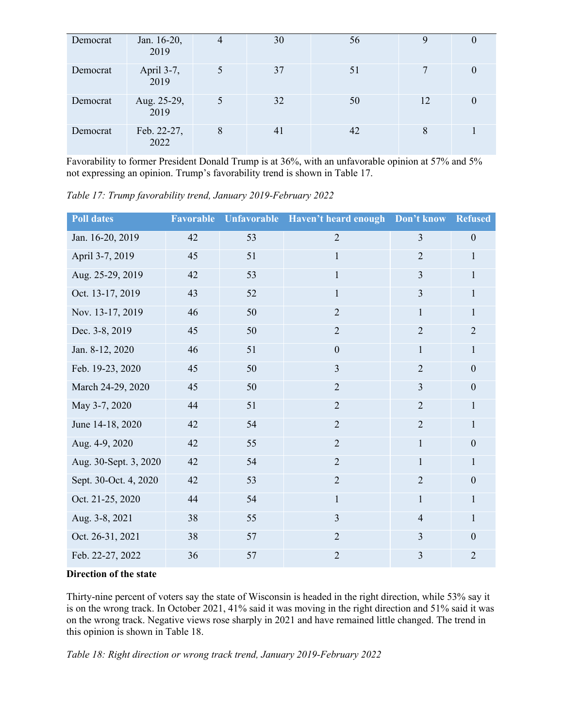| | | | | | | |
|---|---|---|---|---|---|---|
| Democrat | Jan. 16-20, 2019 | 4 | 30 | 56 | 9 | 0 |
| Democrat | April 3-7, 2019 | 5 | 37 | 51 | 7 | 0 |
| Democrat | Aug. 25-29, 2019 | 5 | 32 | 50 | 12 | 0 |
| Democrat | Feb. 22-27, 2022 | 8 | 41 | 42 | 8 | 1 |

Favorability to former President Donald Trump is at 36%, with an unfavorable opinion at 57% and 5% not expressing an opinion. Trump's favorability trend is shown in Table 17.

*Table 17: Trump favorability trend, January 2019-February 2022*

| Poll dates | Favorable | Unfavorable | Haven't heard enough | Don't know | Refused |
|---|---|---|---|---|---|
| Jan. 16-20, 2019 | 42 | 53 | 2 | 3 | 0 |
| April 3-7, 2019 | 45 | 51 | 1 | 2 | 1 |
| Aug. 25-29, 2019 | 42 | 53 | 1 | 3 | 1 |
| Oct. 13-17, 2019 | 43 | 52 | 1 | 3 | 1 |
| Nov. 13-17, 2019 | 46 | 50 | 2 | 1 | 1 |
| Dec. 3-8, 2019 | 45 | 50 | 2 | 2 | 2 |
| Jan. 8-12, 2020 | 46 | 51 | 0 | 1 | 1 |
| Feb. 19-23, 2020 | 45 | 50 | 3 | 2 | 0 |
| March 24-29, 2020 | 45 | 50 | 2 | 3 | 0 |
| May 3-7, 2020 | 44 | 51 | 2 | 2 | 1 |
| June 14-18, 2020 | 42 | 54 | 2 | 2 | 1 |
| Aug. 4-9, 2020 | 42 | 55 | 2 | 1 | 0 |
| Aug. 30-Sept. 3, 2020 | 42 | 54 | 2 | 1 | 1 |
| Sept. 30-Oct. 4, 2020 | 42 | 53 | 2 | 2 | 0 |
| Oct. 21-25, 2020 | 44 | 54 | 1 | 1 | 1 |
| Aug. 3-8, 2021 | 38 | 55 | 3 | 4 | 1 |
| Oct. 26-31, 2021 | 38 | 57 | 2 | 3 | 0 |
| Feb. 22-27, 2022 | 36 | 57 | 2 | 3 | 2 |

**Direction of the state**

Thirty-nine percent of voters say the state of Wisconsin is headed in the right direction, while 53% say it is on the wrong track. In October 2021, 41% said it was moving in the right direction and 51% said it was on the wrong track. Negative views rose sharply in 2021 and have remained little changed. The trend in this opinion is shown in Table 18.

*Table 18: Right direction or wrong track trend, January 2019-February 2022*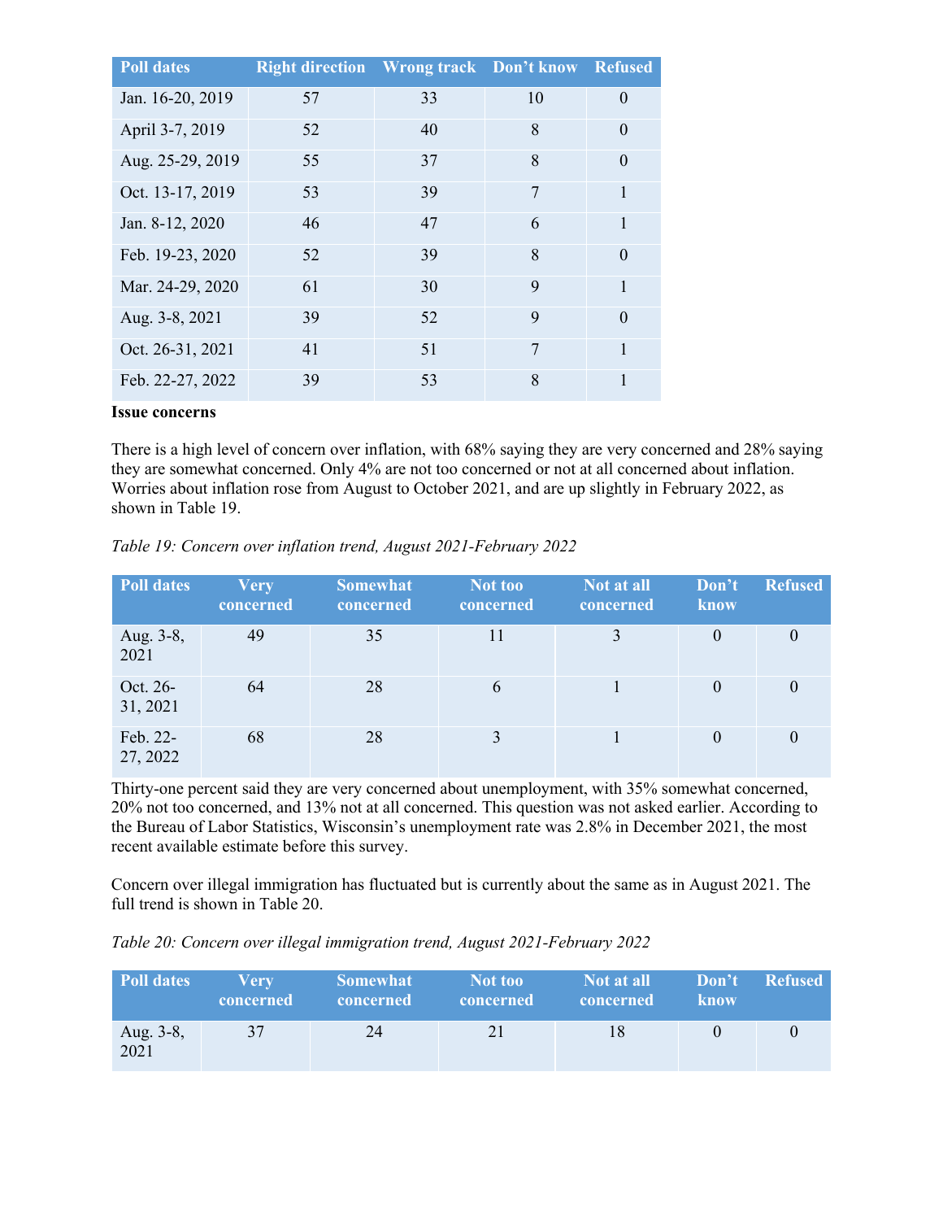| Poll dates | Right direction | Wrong track | Don't know | Refused |
|---|---|---|---|---|
| Jan. 16-20, 2019 | 57 | 33 | 10 | 0 |
| April 3-7, 2019 | 52 | 40 | 8 | 0 |
| Aug. 25-29, 2019 | 55 | 37 | 8 | 0 |
| Oct. 13-17, 2019 | 53 | 39 | 7 | 1 |
| Jan. 8-12, 2020 | 46 | 47 | 6 | 1 |
| Feb. 19-23, 2020 | 52 | 39 | 8 | 0 |
| Mar. 24-29, 2020 | 61 | 30 | 9 | 1 |
| Aug. 3-8, 2021 | 39 | 52 | 9 | 0 |
| Oct. 26-31, 2021 | 41 | 51 | 7 | 1 |
| Feb. 22-27, 2022 | 39 | 53 | 8 | 1 |

**Issue concerns**

There is a high level of concern over inflation, with 68% saying they are very concerned and 28% saying they are somewhat concerned. Only 4% are not too concerned or not at all concerned about inflation. Worries about inflation rose from August to October 2021, and are up slightly in February 2022, as shown in Table 19.

*Table 19: Concern over inflation trend, August 2021-February 2022*

| Poll dates | Very concerned | Somewhat concerned | Not too concerned | Not at all concerned | Don't know | Refused |
|---|---|---|---|---|---|---|
| Aug. 3-8, 2021 | 49 | 35 | 11 | 3 | 0 | 0 |
| Oct. 26-31, 2021 | 64 | 28 | 6 | 1 | 0 | 0 |
| Feb. 22-27, 2022 | 68 | 28 | 3 | 1 | 0 | 0 |

Thirty-one percent said they are very concerned about unemployment, with 35% somewhat concerned, 20% not too concerned, and 13% not at all concerned. This question was not asked earlier. According to the Bureau of Labor Statistics, Wisconsin's unemployment rate was 2.8% in December 2021, the most recent available estimate before this survey.

Concern over illegal immigration has fluctuated but is currently about the same as in August 2021. The full trend is shown in Table 20.

*Table 20: Concern over illegal immigration trend, August 2021-February 2022*

| Poll dates | Very concerned | Somewhat concerned | Not too concerned | Not at all concerned | Don't know | Refused |
|---|---|---|---|---|---|---|
| Aug. 3-8, 2021 | 37 | 24 | 21 | 18 | 0 | 0 |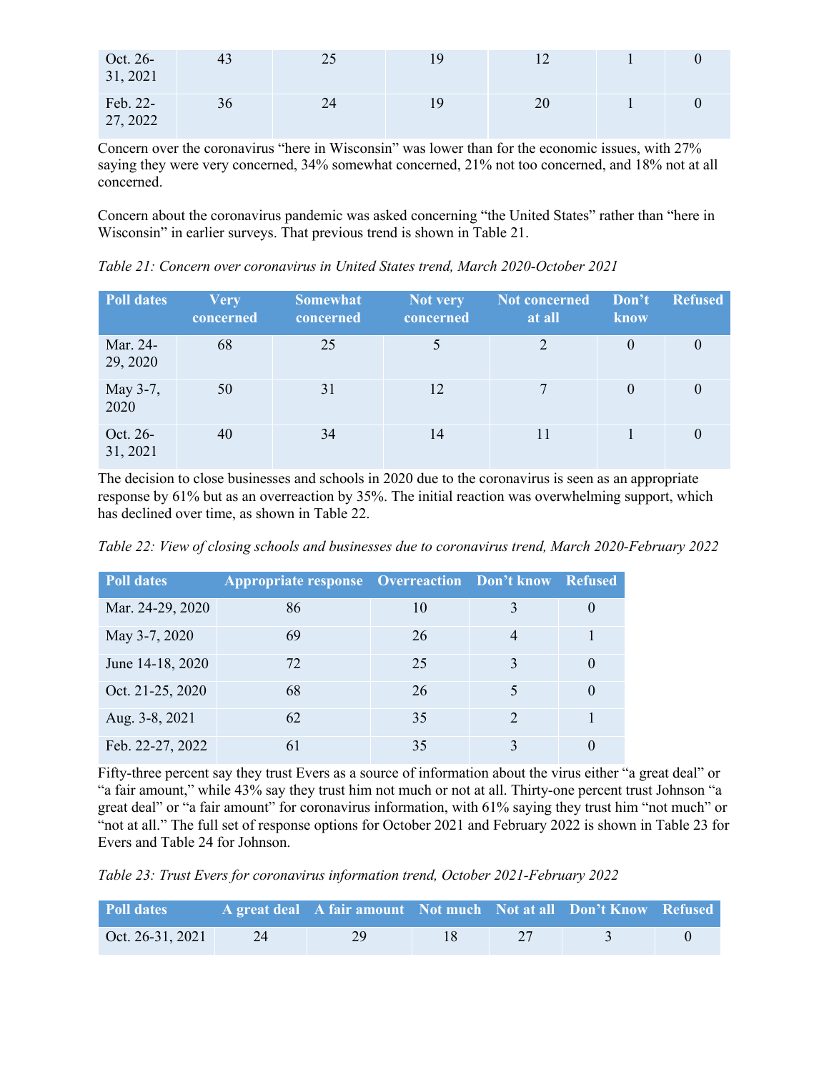| Oct. 26-31, 2021 | 43 | 25 | 19 | 12 | 1 | 0 |
|---|---|---|---|---|---|---|
| Feb. 22-27, 2022 | 36 | 24 | 19 | 20 | 1 | 0 |

Concern over the coronavirus "here in Wisconsin" was lower than for the economic issues, with 27% saying they were very concerned, 34% somewhat concerned, 21% not too concerned, and 18% not at all concerned.

Concern about the coronavirus pandemic was asked concerning "the United States" rather than "here in Wisconsin" in earlier surveys. That previous trend is shown in Table 21.

*Table 21: Concern over coronavirus in United States trend, March 2020-October 2021*

| Poll dates | Very concerned | Somewhat concerned | Not very concerned | Not concerned at all | Don't know | Refused |
|---|---|---|---|---|---|---|
| Mar. 24-29, 2020 | 68 | 25 | 5 | 2 | 0 | 0 |
| May 3-7, 2020 | 50 | 31 | 12 | 7 | 0 | 0 |
| Oct. 26-31, 2021 | 40 | 34 | 14 | 11 | 1 | 0 |

The decision to close businesses and schools in 2020 due to the coronavirus is seen as an appropriate response by 61% but as an overreaction by 35%. The initial reaction was overwhelming support, which has declined over time, as shown in Table 22.

*Table 22: View of closing schools and businesses due to coronavirus trend, March 2020-February 2022*

| Poll dates | Appropriate response | Overreaction | Don't know | Refused |
|---|---|---|---|---|
| Mar. 24-29, 2020 | 86 | 10 | 3 | 0 |
| May 3-7, 2020 | 69 | 26 | 4 | 1 |
| June 14-18, 2020 | 72 | 25 | 3 | 0 |
| Oct. 21-25, 2020 | 68 | 26 | 5 | 0 |
| Aug. 3-8, 2021 | 62 | 35 | 2 | 1 |
| Feb. 22-27, 2022 | 61 | 35 | 3 | 0 |

Fifty-three percent say they trust Evers as a source of information about the virus either "a great deal" or "a fair amount," while 43% say they trust him not much or not at all. Thirty-one percent trust Johnson "a great deal" or "a fair amount" for coronavirus information, with 61% saying they trust him "not much" or "not at all." The full set of response options for October 2021 and February 2022 is shown in Table 23 for Evers and Table 24 for Johnson.

*Table 23: Trust Evers for coronavirus information trend, October 2021-February 2022*

| Poll dates | A great deal | A fair amount | Not much | Not at all | Don't Know | Refused |
|---|---|---|---|---|---|---|
| Oct. 26-31, 2021 | 24 | 29 | 18 | 27 | 3 | 0 |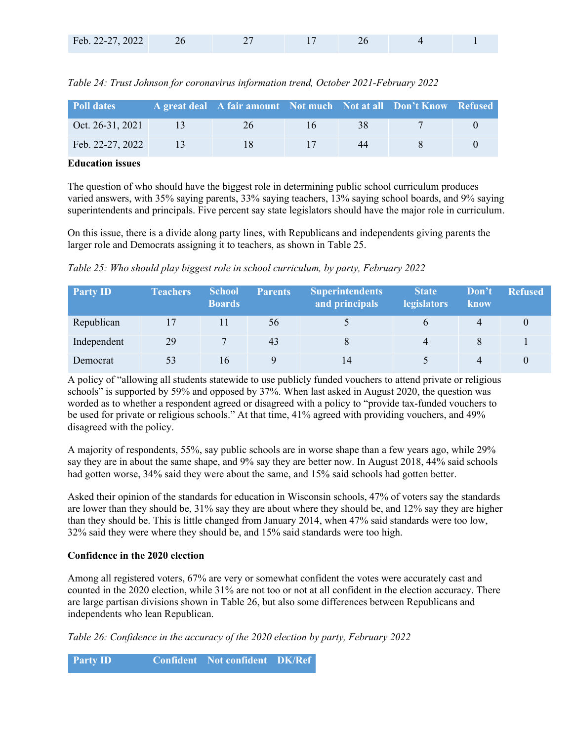| Feb. 22-27, 2022 | 26 | 27 | 17 | 26 | 4 | 1 |
|---|---|---|---|---|---|---|

*Table 24: Trust Johnson for coronavirus information trend, October 2021-February 2022*

| Poll dates | A great deal | A fair amount | Not much | Not at all | Don't Know | Refused |
|---|---|---|---|---|---|---|
| Oct. 26-31, 2021 | 13 | 26 | 16 | 38 | 7 | 0 |
| Feb. 22-27, 2022 | 13 | 18 | 17 | 44 | 8 | 0 |

**Education issues**

The question of who should have the biggest role in determining public school curriculum produces varied answers, with 35% saying parents, 33% saying teachers, 13% saying school boards, and 9% saying superintendents and principals. Five percent say state legislators should have the major role in curriculum.

On this issue, there is a divide along party lines, with Republicans and independents giving parents the larger role and Democrats assigning it to teachers, as shown in Table 25.

*Table 25: Who should play biggest role in school curriculum, by party, February 2022*

| Party ID | Teachers | School Boards | Parents | Superintendents and principals | State legislators | Don't know | Refused |
|---|---|---|---|---|---|---|---|
| Republican | 17 | 11 | 56 | 5 | 6 | 4 | 0 |
| Independent | 29 | 7 | 43 | 8 | 4 | 8 | 1 |
| Democrat | 53 | 16 | 9 | 14 | 5 | 4 | 0 |

A policy of "allowing all students statewide to use publicly funded vouchers to attend private or religious schools" is supported by 59% and opposed by 37%. When last asked in August 2020, the question was worded as to whether a respondent agreed or disagreed with a policy to "provide tax-funded vouchers to be used for private or religious schools." At that time, 41% agreed with providing vouchers, and 49% disagreed with the policy.

A majority of respondents, 55%, say public schools are in worse shape than a few years ago, while 29% say they are in about the same shape, and 9% say they are better now. In August 2018, 44% said schools had gotten worse, 34% said they were about the same, and 15% said schools had gotten better.

Asked their opinion of the standards for education in Wisconsin schools, 47% of voters say the standards are lower than they should be, 31% say they are about where they should be, and 12% say they are higher than they should be. This is little changed from January 2014, when 47% said standards were too low, 32% said they were where they should be, and 15% said standards were too high.

**Confidence in the 2020 election**

Among all registered voters, 67% are very or somewhat confident the votes were accurately cast and counted in the 2020 election, while 31% are not too or not at all confident in the election accuracy. There are large partisan divisions shown in Table 26, but also some differences between Republicans and independents who lean Republican.

*Table 26: Confidence in the accuracy of the 2020 election by party, February 2022*

| Party ID | Confident | Not confident | DK/Ref |
|---|---|---|---|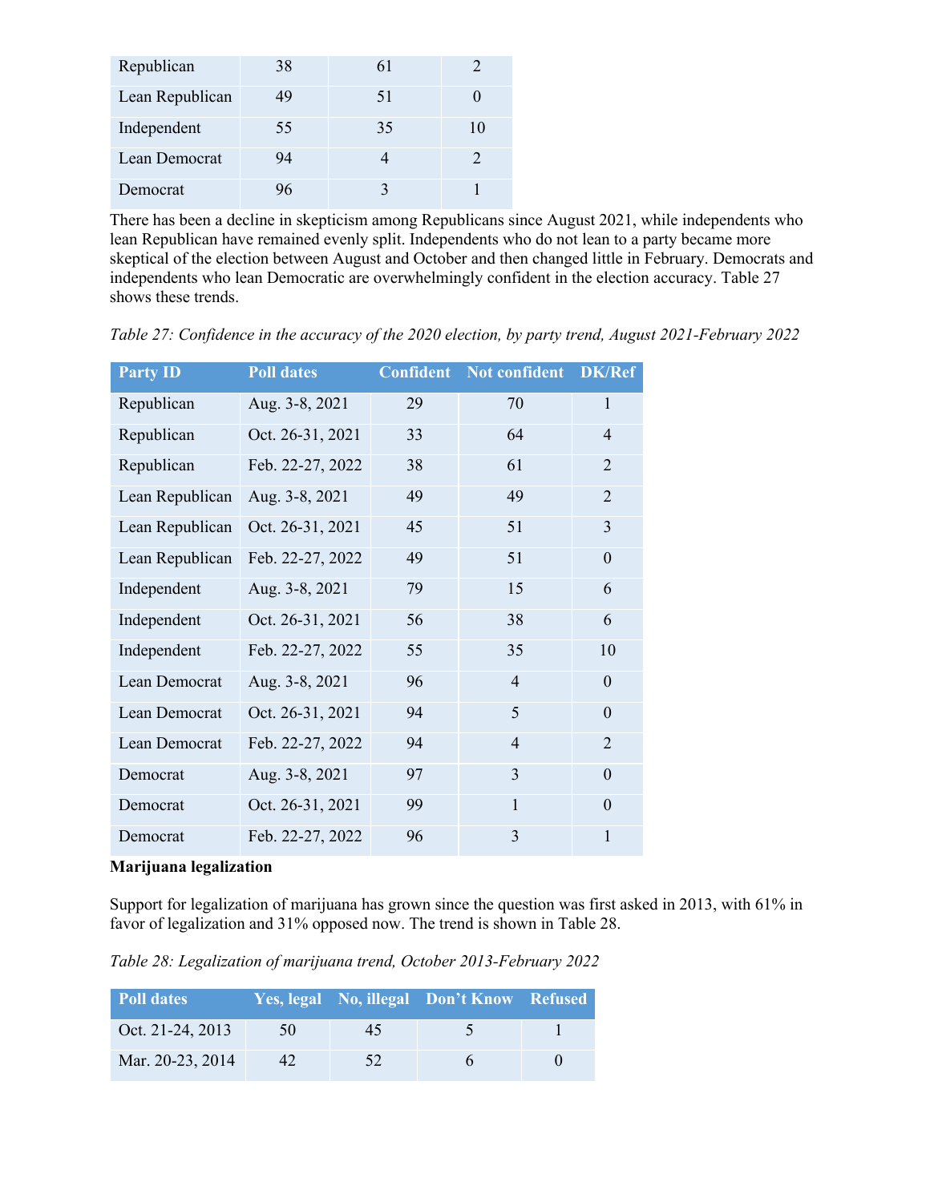| Republican | 38 | 61 | 2 |
|---|---|---|---|
| Lean Republican | 49 | 51 | 0 |
| Independent | 55 | 35 | 10 |
| Lean Democrat | 94 | 4 | 2 |
| Democrat | 96 | 3 | 1 |

There has been a decline in skepticism among Republicans since August 2021, while independents who lean Republican have remained evenly split. Independents who do not lean to a party became more skeptical of the election between August and October and then changed little in February. Democrats and independents who lean Democratic are overwhelmingly confident in the election accuracy. Table 27 shows these trends.

*Table 27: Confidence in the accuracy of the 2020 election, by party trend, August 2021-February 2022*

| Party ID | Poll dates | Confident | Not confident | DK/Ref |
|---|---|---|---|---|
| Republican | Aug. 3-8, 2021 | 29 | 70 | 1 |
| Republican | Oct. 26-31, 2021 | 33 | 64 | 4 |
| Republican | Feb. 22-27, 2022 | 38 | 61 | 2 |
| Lean Republican | Aug. 3-8, 2021 | 49 | 49 | 2 |
| Lean Republican | Oct. 26-31, 2021 | 45 | 51 | 3 |
| Lean Republican | Feb. 22-27, 2022 | 49 | 51 | 0 |
| Independent | Aug. 3-8, 2021 | 79 | 15 | 6 |
| Independent | Oct. 26-31, 2021 | 56 | 38 | 6 |
| Independent | Feb. 22-27, 2022 | 55 | 35 | 10 |
| Lean Democrat | Aug. 3-8, 2021 | 96 | 4 | 0 |
| Lean Democrat | Oct. 26-31, 2021 | 94 | 5 | 0 |
| Lean Democrat | Feb. 22-27, 2022 | 94 | 4 | 2 |
| Democrat | Aug. 3-8, 2021 | 97 | 3 | 0 |
| Democrat | Oct. 26-31, 2021 | 99 | 1 | 0 |
| Democrat | Feb. 22-27, 2022 | 96 | 3 | 1 |

**Marijuana legalization**

Support for legalization of marijuana has grown since the question was first asked in 2013, with 61% in favor of legalization and 31% opposed now. The trend is shown in Table 28.

*Table 28: Legalization of marijuana trend, October 2013-February 2022*

| Poll dates | Yes, legal | No, illegal | Don't Know | Refused |
|---|---|---|---|---|
| Oct. 21-24, 2013 | 50 | 45 | 5 | 1 |
| Mar. 20-23, 2014 | 42 | 52 | 6 | 0 |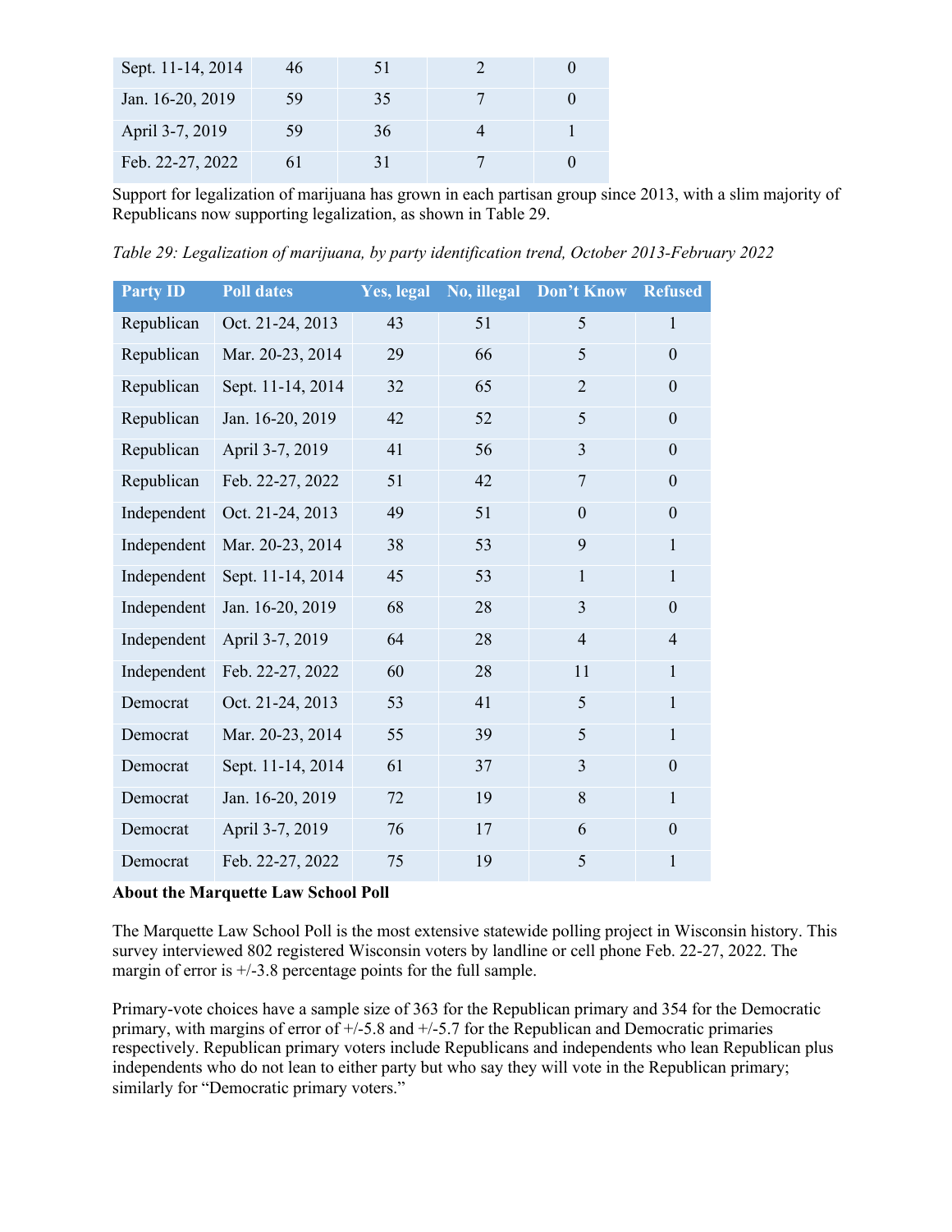| | | | | |
|---|---|---|---|---|
| Sept. 11-14, 2014 | 46 | 51 | 2 | 0 |
| Jan. 16-20, 2019 | 59 | 35 | 7 | 0 |
| April 3-7, 2019 | 59 | 36 | 4 | 1 |
| Feb. 22-27, 2022 | 61 | 31 | 7 | 0 |

Support for legalization of marijuana has grown in each partisan group since 2013, with a slim majority of Republicans now supporting legalization, as shown in Table 29.

*Table 29: Legalization of marijuana, by party identification trend, October 2013-February 2022*

| Party ID | Poll dates | Yes, legal | No, illegal | Don't Know | Refused |
|---|---|---|---|---|---|
| Republican | Oct. 21-24, 2013 | 43 | 51 | 5 | 1 |
| Republican | Mar. 20-23, 2014 | 29 | 66 | 5 | 0 |
| Republican | Sept. 11-14, 2014 | 32 | 65 | 2 | 0 |
| Republican | Jan. 16-20, 2019 | 42 | 52 | 5 | 0 |
| Republican | April 3-7, 2019 | 41 | 56 | 3 | 0 |
| Republican | Feb. 22-27, 2022 | 51 | 42 | 7 | 0 |
| Independent | Oct. 21-24, 2013 | 49 | 51 | 0 | 0 |
| Independent | Mar. 20-23, 2014 | 38 | 53 | 9 | 1 |
| Independent | Sept. 11-14, 2014 | 45 | 53 | 1 | 1 |
| Independent | Jan. 16-20, 2019 | 68 | 28 | 3 | 0 |
| Independent | April 3-7, 2019 | 64 | 28 | 4 | 4 |
| Independent | Feb. 22-27, 2022 | 60 | 28 | 11 | 1 |
| Democrat | Oct. 21-24, 2013 | 53 | 41 | 5 | 1 |
| Democrat | Mar. 20-23, 2014 | 55 | 39 | 5 | 1 |
| Democrat | Sept. 11-14, 2014 | 61 | 37 | 3 | 0 |
| Democrat | Jan. 16-20, 2019 | 72 | 19 | 8 | 1 |
| Democrat | April 3-7, 2019 | 76 | 17 | 6 | 0 |
| Democrat | Feb. 22-27, 2022 | 75 | 19 | 5 | 1 |

**About the Marquette Law School Poll**

The Marquette Law School Poll is the most extensive statewide polling project in Wisconsin history. This survey interviewed 802 registered Wisconsin voters by landline or cell phone Feb. 22-27, 2022. The margin of error is +/-3.8 percentage points for the full sample.

Primary-vote choices have a sample size of 363 for the Republican primary and 354 for the Democratic primary, with margins of error of +/-5.8 and +/-5.7 for the Republican and Democratic primaries respectively. Republican primary voters include Republicans and independents who lean Republican plus independents who do not lean to either party but who say they will vote in the Republican primary; similarly for "Democratic primary voters."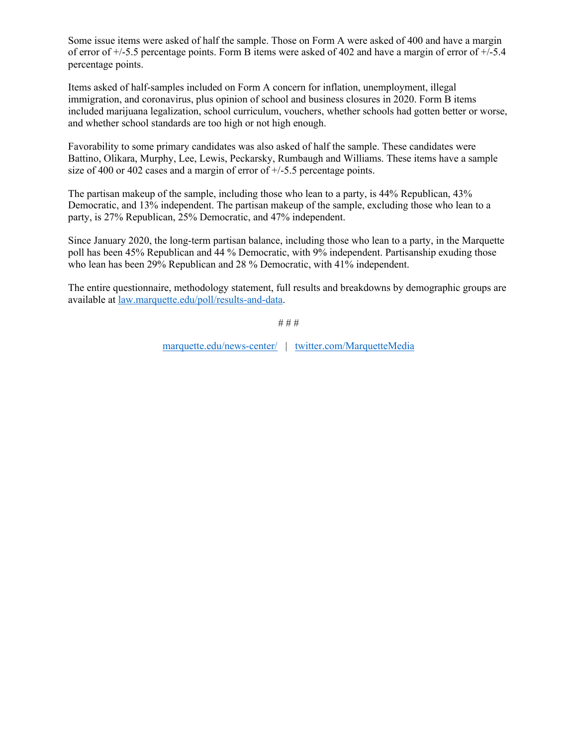Some issue items were asked of half the sample. Those on Form A were asked of 400 and have a margin of error of +/-5.5 percentage points. Form B items were asked of 402 and have a margin of error of +/-5.4 percentage points.

Items asked of half-samples included on Form A concern for inflation, unemployment, illegal immigration, and coronavirus, plus opinion of school and business closures in 2020. Form B items included marijuana legalization, school curriculum, vouchers, whether schools had gotten better or worse, and whether school standards are too high or not high enough.

Favorability to some primary candidates was also asked of half the sample. These candidates were Battino, Olikara, Murphy, Lee, Lewis, Peckarsky, Rumbaugh and Williams. These items have a sample size of 400 or 402 cases and a margin of error of +/-5.5 percentage points.

The partisan makeup of the sample, including those who lean to a party, is 44% Republican, 43% Democratic, and 13% independent. The partisan makeup of the sample, excluding those who lean to a party, is 27% Republican, 25% Democratic, and 47% independent.

Since January 2020, the long-term partisan balance, including those who lean to a party, in the Marquette poll has been 45% Republican and 44 % Democratic, with 9% independent. Partisanship exuding those who lean has been 29% Republican and 28 % Democratic, with 41% independent.

The entire questionnaire, methodology statement, full results and breakdowns by demographic groups are available at [law.marquette.edu/poll/results-and-data](law.marquette.edu/poll/results-and-data).

# # #

[marquette.edu/news-center/](marquette.edu/news-center/) | [twitter.com/MarquetteMedia](twitter.com/MarquetteMedia)